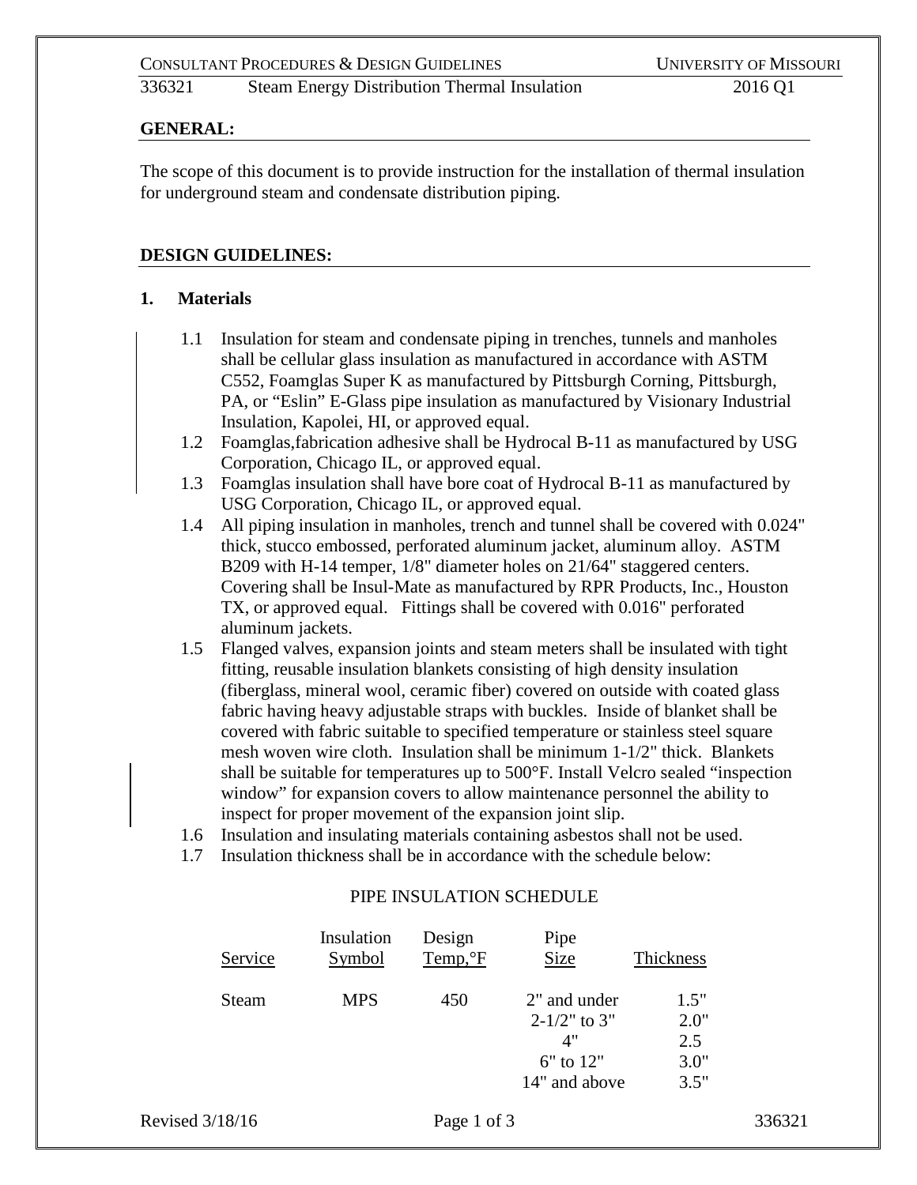## GENERAL:

The scope of this document is to provide instruction for the installation of thermal insulation for underground steam and condensate distribution piping.

## DESIGN GUIDELINES:

### 1. Materials

1.1 Insulation for steam and condensate piping in trenches, tunnels and manholes shall be cellular glass insulation as manufactured in accordance with ASTM C552, Foamglas Super K as manufactured by Pittsburgh Corning, Pittsburgh, PA, or "Eslin" E-Glass pipe insulation as manufactured by Visionary Industrial Insulation, Kapolei, HI, or approved equal.

1.2 Foamglas,fabrication adhesive shall be Hydrocal B-11 as manufactured by USG Corporation, Chicago IL, or approved equal.

1.3 Foamglas insulation shall have bore coat of Hydrocal B-11 as manufactured by USG Corporation, Chicago IL, or approved equal.

1.4 All piping insulation in manholes, trench and tunnel shall be covered with 0.024" thick, stucco embossed, perforated aluminum jacket, aluminum alloy. ASTM B209 with H-14 temper, 1/8" diameter holes on 21/64" staggered centers. Covering shall be Insul-Mate as manufactured by RPR Products, Inc., Houston TX, or approved equal. Fittings shall be covered with 0.016" perforated aluminum jackets.

1.5 Flanged valves, expansion joints and steam meters shall be insulated with tight fitting, reusable insulation blankets consisting of high density insulation (fiberglass, mineral wool, ceramic fiber) covered on outside with coated glass fabric having heavy adjustable straps with buckles. Inside of blanket shall be covered with fabric suitable to specified temperature or stainless steel square mesh woven wire cloth. Insulation shall be minimum 1-1/2" thick. Blankets shall be suitable for temperatures up to 500°F. Install Velcro sealed "inspection window" for expansion covers to allow maintenance personnel the ability to inspect for proper movement of the expansion joint slip.

1.6 Insulation and insulating materials containing asbestos shall not be used.

1.7 Insulation thickness shall be in accordance with the schedule below:

PIPE INSULATION SCHEDULE

| Service | Insulation Symbol | Design Temp,°F | Pipe Size | Thickness |
|---|---|---|---|---|
| Steam | MPS | 450 | 2" and under | 1.5" |
| | | | 2-1/2" to 3" | 2.0" |
| | | | 4" | 2.5 |
| | | | 6" to 12" | 3.0" |
| | | | 14" and above | 3.5" |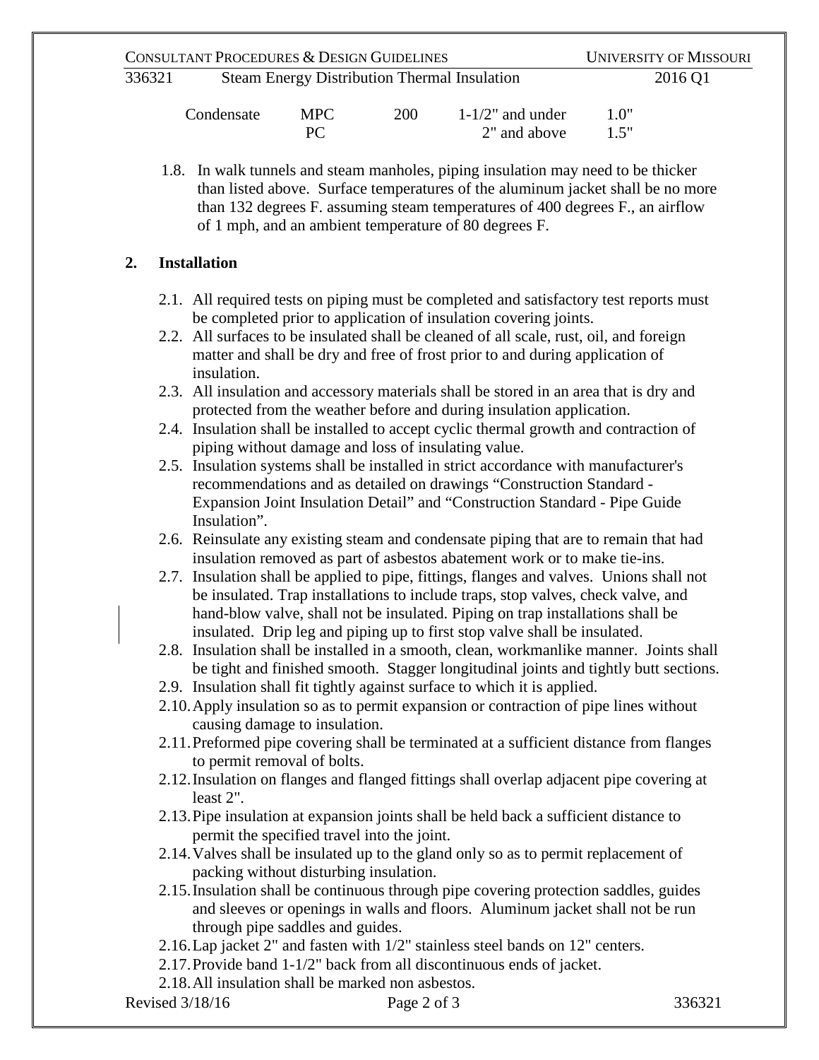| Condensate | MPC | 200 | 1-1/2" and under | 1.0" |
|---|---|---|---|---|
| | PC | | 2" and above | 1.5" |

1.8. In walk tunnels and steam manholes, piping insulation may need to be thicker than listed above. Surface temperatures of the aluminum jacket shall be no more than 132 degrees F. assuming steam temperatures of 400 degrees F., an airflow of 1 mph, and an ambient temperature of 80 degrees F.

## 2. Installation

2.1. All required tests on piping must be completed and satisfactory test reports must be completed prior to application of insulation covering joints.

2.2. All surfaces to be insulated shall be cleaned of all scale, rust, oil, and foreign matter and shall be dry and free of frost prior to and during application of insulation.

2.3. All insulation and accessory materials shall be stored in an area that is dry and protected from the weather before and during insulation application.

2.4. Insulation shall be installed to accept cyclic thermal growth and contraction of piping without damage and loss of insulating value.

2.5. Insulation systems shall be installed in strict accordance with manufacturer's recommendations and as detailed on drawings "Construction Standard - Expansion Joint Insulation Detail" and "Construction Standard - Pipe Guide Insulation".

2.6. Reinsulate any existing steam and condensate piping that are to remain that had insulation removed as part of asbestos abatement work or to make tie-ins.

2.7. Insulation shall be applied to pipe, fittings, flanges and valves. Unions shall not be insulated. Trap installations to include traps, stop valves, check valve, and hand-blow valve, shall not be insulated. Piping on trap installations shall be insulated. Drip leg and piping up to first stop valve shall be insulated.

2.8. Insulation shall be installed in a smooth, clean, workmanlike manner. Joints shall be tight and finished smooth. Stagger longitudinal joints and tightly butt sections.

2.9. Insulation shall fit tightly against surface to which it is applied.

2.10. Apply insulation so as to permit expansion or contraction of pipe lines without causing damage to insulation.

2.11. Preformed pipe covering shall be terminated at a sufficient distance from flanges to permit removal of bolts.

2.12. Insulation on flanges and flanged fittings shall overlap adjacent pipe covering at least 2".

2.13. Pipe insulation at expansion joints shall be held back a sufficient distance to permit the specified travel into the joint.

2.14. Valves shall be insulated up to the gland only so as to permit replacement of packing without disturbing insulation.

2.15. Insulation shall be continuous through pipe covering protection saddles, guides and sleeves or openings in walls and floors. Aluminum jacket shall not be run through pipe saddles and guides.

2.16. Lap jacket 2" and fasten with 1/2" stainless steel bands on 12" centers.

2.17. Provide band 1-1/2" back from all discontinuous ends of jacket.

2.18. All insulation shall be marked non asbestos.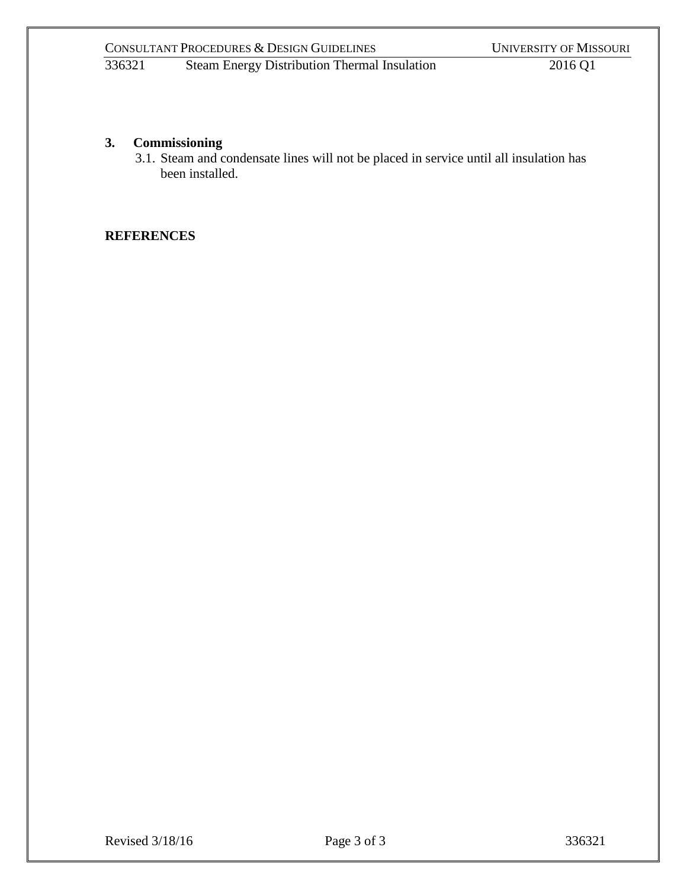### 3. Commissioning

3.1. Steam and condensate lines will not be placed in service until all insulation has been installed.

## REFERENCES